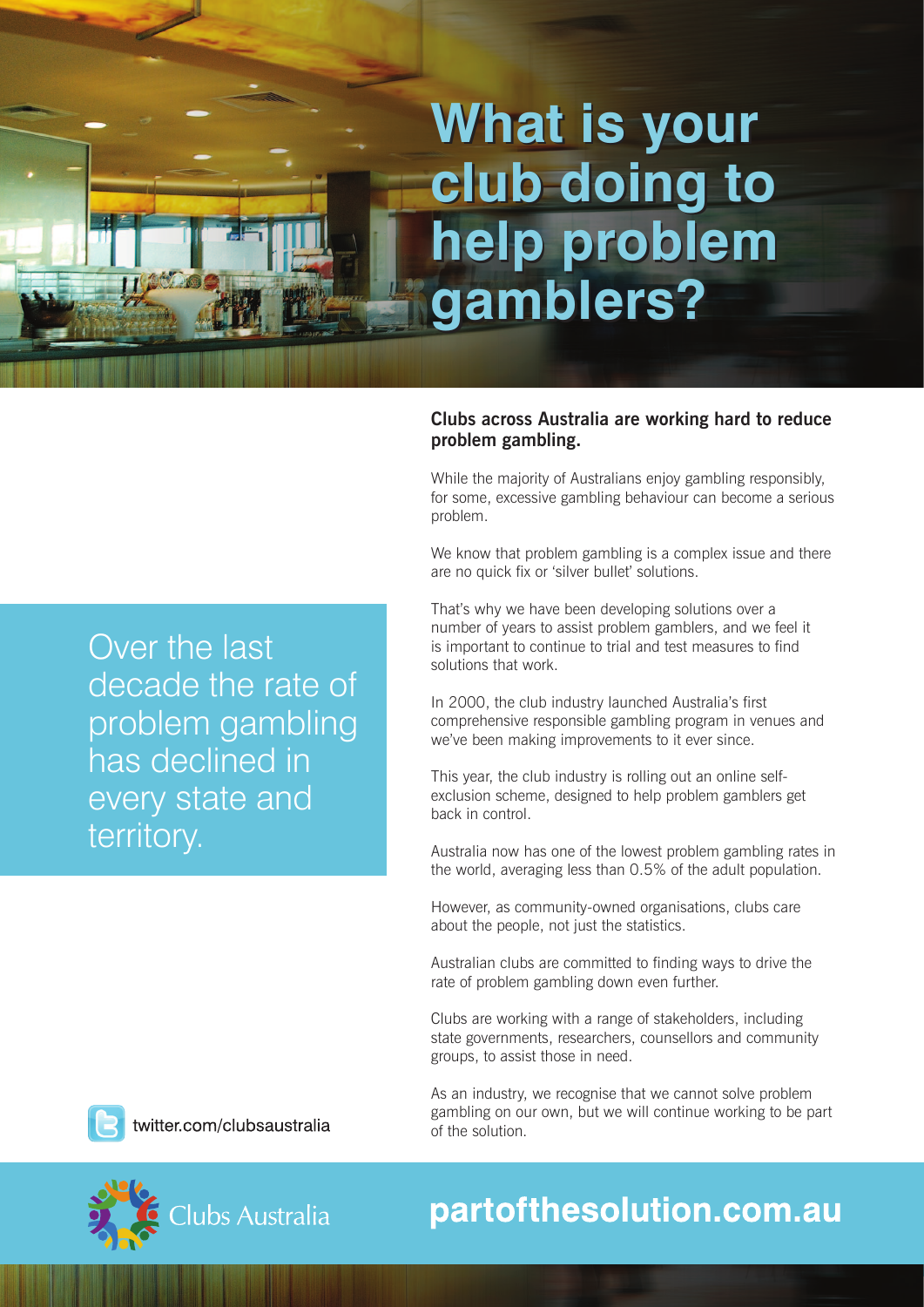# What is your club doing to help problem gamblers?

**Clubs across Australia are working hard to reduce problem gambling.**

While the majority of Australians enjoy gambling responsibly, for some, excessive gambling behaviour can become a serious problem.

We know that problem gambling is a complex issue and there are no quick fix or 'silver bullet' solutions.

That's why we have been developing solutions over a number of years to assist problem gamblers, and we feel it is important to continue to trial and test measures to find solutions that work.

In 2000, the club industry launched Australia's first comprehensive responsible gambling program in venues and we've been making improvements to it ever since.

This year, the club industry is rolling out an online self-exclusion scheme, designed to help problem gamblers get back in control.

Australia now has one of the lowest problem gambling rates in the world, averaging less than 0.5% of the adult population.

However, as community-owned organisations, clubs care about the people, not just the statistics.

Australian clubs are committed to finding ways to drive the rate of problem gambling down even further.

Clubs are working with a range of stakeholders, including state governments, researchers, counsellors and community groups, to assist those in need.

As an industry, we recognise that we cannot solve problem gambling on our own, but we will continue working to be part of the solution.

> Over the last decade the rate of problem gambling has declined in every state and territory.

twitter.com/clubsaustralia

Clubs Australia

**partofthesolution.com.au**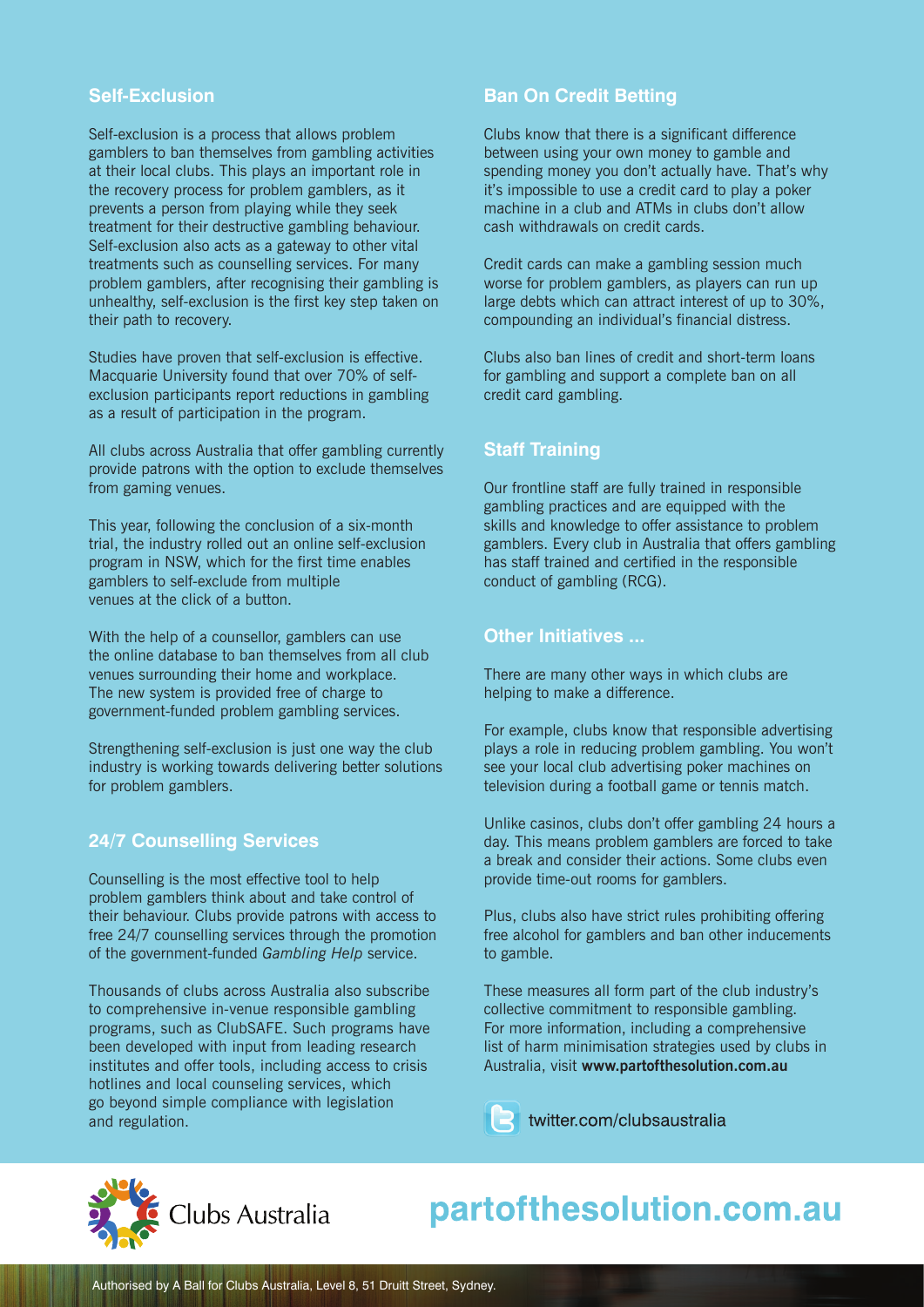## Self-Exclusion

Self-exclusion is a process that allows problem gamblers to ban themselves from gambling activities at their local clubs. This plays an important role in the recovery process for problem gamblers, as it prevents a person from playing while they seek treatment for their destructive gambling behaviour. Self-exclusion also acts as a gateway to other vital treatments such as counselling services. For many problem gamblers, after recognising their gambling is unhealthy, self-exclusion is the first key step taken on their path to recovery.

Studies have proven that self-exclusion is effective. Macquarie University found that over 70% of self-exclusion participants report reductions in gambling as a result of participation in the program.

All clubs across Australia that offer gambling currently provide patrons with the option to exclude themselves from gaming venues.

This year, following the conclusion of a six-month trial, the industry rolled out an online self-exclusion program in NSW, which for the first time enables gamblers to self-exclude from multiple venues at the click of a button.

With the help of a counsellor, gamblers can use the online database to ban themselves from all club venues surrounding their home and workplace. The new system is provided free of charge to government-funded problem gambling services.

Strengthening self-exclusion is just one way the club industry is working towards delivering better solutions for problem gamblers.

## 24/7 Counselling Services

Counselling is the most effective tool to help problem gamblers think about and take control of their behaviour. Clubs provide patrons with access to free 24/7 counselling services through the promotion of the government-funded *Gambling Help* service.

Thousands of clubs across Australia also subscribe to comprehensive in-venue responsible gambling programs, such as ClubSAFE. Such programs have been developed with input from leading research institutes and offer tools, including access to crisis hotlines and local counseling services, which go beyond simple compliance with legislation and regulation.

## Ban On Credit Betting

Clubs know that there is a significant difference between using your own money to gamble and spending money you don't actually have. That's why it's impossible to use a credit card to play a poker machine in a club and ATMs in clubs don't allow cash withdrawals on credit cards.

Credit cards can make a gambling session much worse for problem gamblers, as players can run up large debts which can attract interest of up to 30%, compounding an individual's financial distress.

Clubs also ban lines of credit and short-term loans for gambling and support a complete ban on all credit card gambling.

## Staff Training

Our frontline staff are fully trained in responsible gambling practices and are equipped with the skills and knowledge to offer assistance to problem gamblers. Every club in Australia that offers gambling has staff trained and certified in the responsible conduct of gambling (RCG).

## Other Initiatives ...

There are many other ways in which clubs are helping to make a difference.

For example, clubs know that responsible advertising plays a role in reducing problem gambling. You won't see your local club advertising poker machines on television during a football game or tennis match.

Unlike casinos, clubs don't offer gambling 24 hours a day. This means problem gamblers are forced to take a break and consider their actions. Some clubs even provide time-out rooms for gamblers.

Plus, clubs also have strict rules prohibiting offering free alcohol for gamblers and ban other inducements to gamble.

These measures all form part of the club industry's collective commitment to responsible gambling. For more information, including a comprehensive list of harm minimisation strategies used by clubs in Australia, visit **www.partofthesolution.com.au**

twitter.com/clubsaustralia

Clubs Australia

**partofthesolution.com.au**

Authorised by A Ball for Clubs Australia, Level 8, 51 Druitt Street, Sydney.